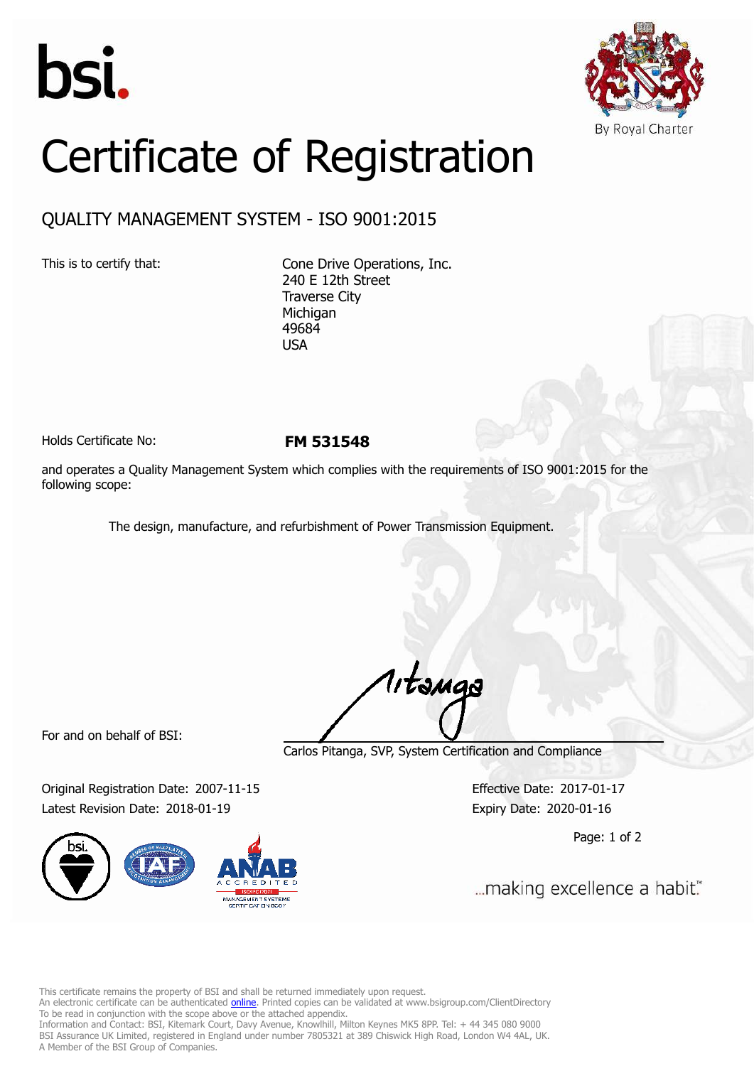bsi.

By Royal Charter

# Certificate of Registration

## QUALITY MANAGEMENT SYSTEM - ISO 9001:2015

This is to certify that:

Cone Drive Operations, Inc.
240 E 12th Street
Traverse City
Michigan
49684
USA

Holds Certificate No: **FM 531548**

and operates a Quality Management System which complies with the requirements of ISO 9001:2015 for the following scope:

The design, manufacture, and refurbishment of Power Transmission Equipment.

For and on behalf of BSI:

Carlos Pitanga, SVP, System Certification and Compliance

Original Registration Date: 2007-11-15
Latest Revision Date: 2018-01-19

Effective Date: 2017-01-17
Expiry Date: 2020-01-16

...making excellence a habit.™

This certificate remains the property of BSI and shall be returned immediately upon request.
An electronic certificate can be authenticated online. Printed copies can be validated at www.bsigroup.com/ClientDirectory
To be read in conjunction with the scope above or the attached appendix.
Information and Contact: BSI, Kitemark Court, Davy Avenue, Knowlhill, Milton Keynes MK5 8PP. Tel: + 44 345 080 9000
BSI Assurance UK Limited, registered in England under number 7805321 at 389 Chiswick High Road, London W4 4AL, UK.
A Member of the BSI Group of Companies.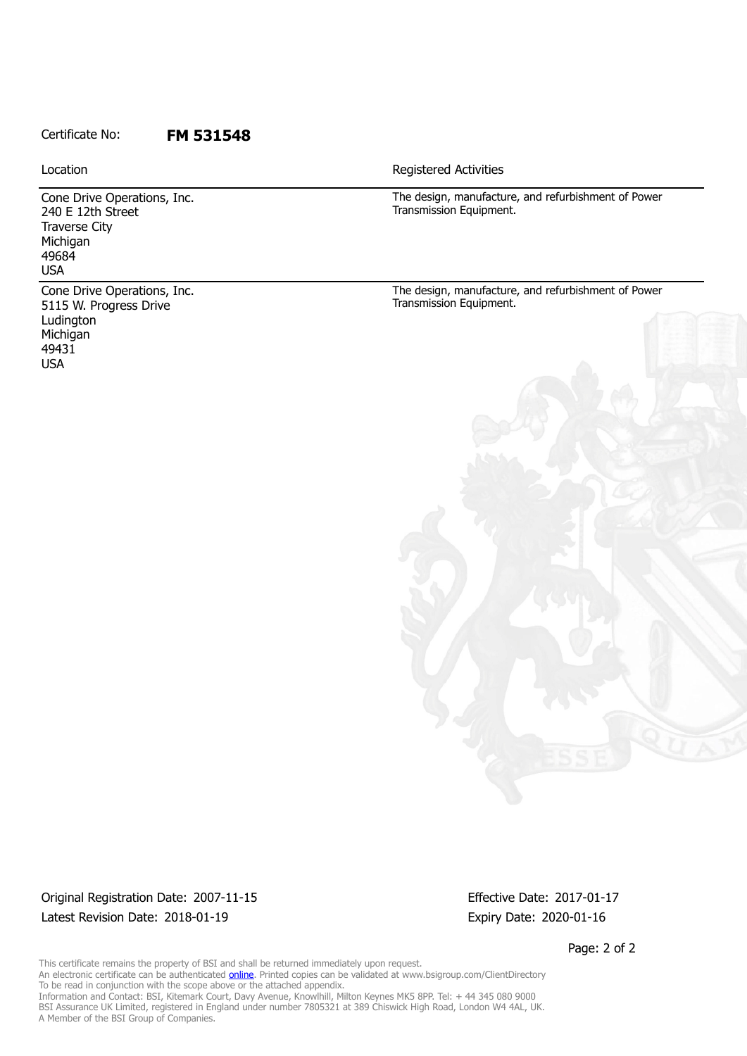Certificate No: **FM 531548**

| Location | Registered Activities |
| --- | --- |
| Cone Drive Operations, Inc.<br>240 E 12th Street<br>Traverse City<br>Michigan<br>49684<br>USA | The design, manufacture, and refurbishment of Power Transmission Equipment. |
| Cone Drive Operations, Inc.<br>5115 W. Progress Drive<br>Ludington<br>Michigan<br>49431<br>USA | The design, manufacture, and refurbishment of Power Transmission Equipment. |

Original Registration Date: 2007-11-15

Latest Revision Date: 2018-01-19

Effective Date: 2017-01-17

Expiry Date: 2020-01-16

This certificate remains the property of BSI and shall be returned immediately upon request.
An electronic certificate can be authenticated online. Printed copies can be validated at www.bsigroup.com/ClientDirectory
To be read in conjunction with the scope above or the attached appendix.
Information and Contact: BSI, Kitemark Court, Davy Avenue, Knowlhill, Milton Keynes MK5 8PP. Tel: + 44 345 080 9000
BSI Assurance UK Limited, registered in England under number 7805321 at 389 Chiswick High Road, London W4 4AL, UK.
A Member of the BSI Group of Companies.